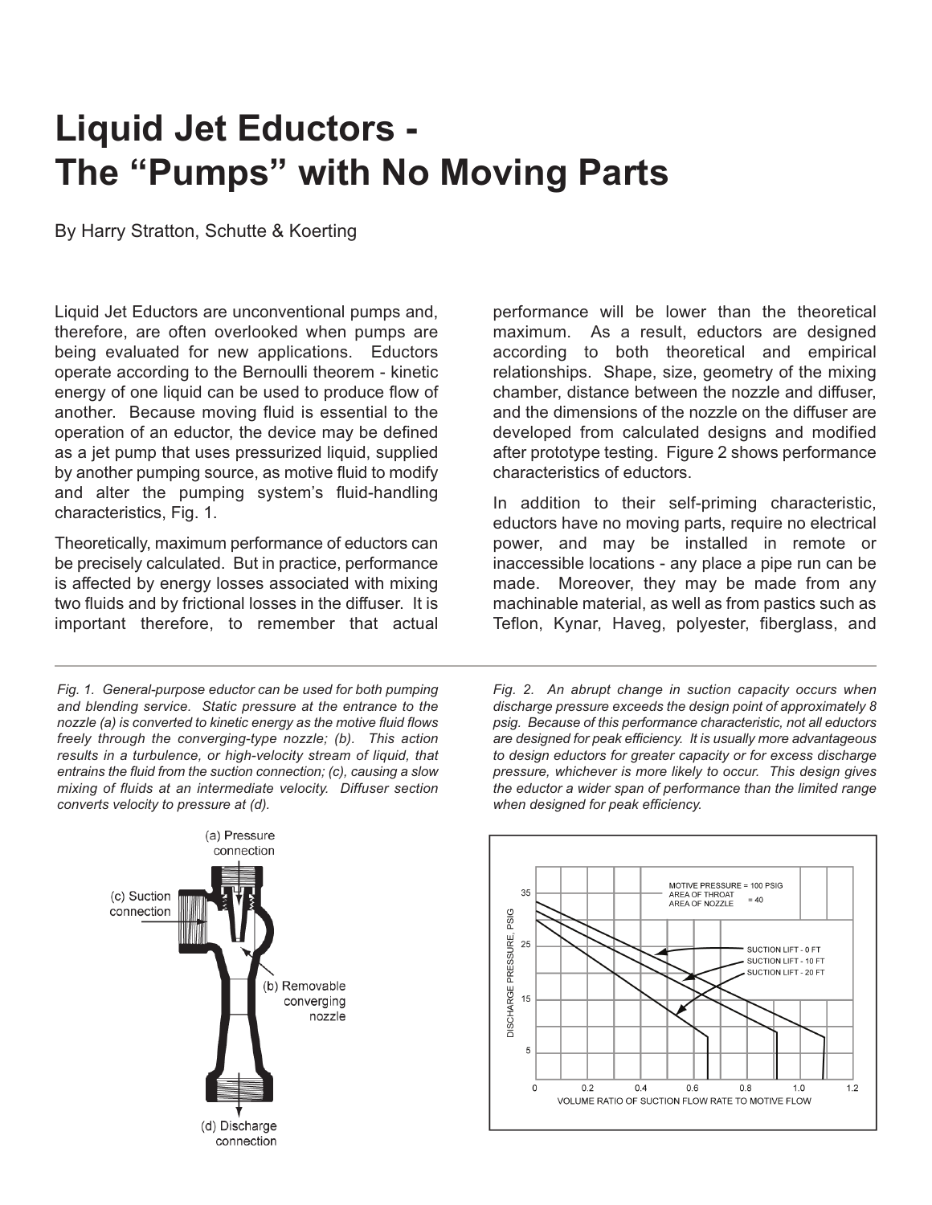# Liquid Jet Eductors - The "Pumps" with No Moving Parts

By Harry Stratton, Schutte & Koerting

Liquid Jet Eductors are unconventional pumps and, therefore, are often overlooked when pumps are being evaluated for new applications. Eductors operate according to the Bernoulli theorem - kinetic energy of one liquid can be used to produce flow of another. Because moving fluid is essential to the operation of an eductor, the device may be defined as a jet pump that uses pressurized liquid, supplied by another pumping source, as motive fluid to modify and alter the pumping system's fluid-handling characteristics, Fig. 1.

Theoretically, maximum performance of eductors can be precisely calculated. But in practice, performance is affected by energy losses associated with mixing two fluids and by frictional losses in the diffuser. It is important therefore, to remember that actual performance will be lower than the theoretical maximum. As a result, eductors are designed according to both theoretical and empirical relationships. Shape, size, geometry of the mixing chamber, distance between the nozzle and diffuser, and the dimensions of the nozzle on the diffuser are developed from calculated designs and modified after prototype testing. Figure 2 shows performance characteristics of eductors.

In addition to their self-priming characteristic, eductors have no moving parts, require no electrical power, and may be installed in remote or inaccessible locations - any place a pipe run can be made. Moreover, they may be made from any machinable material, as well as from pastics such as Teflon, Kynar, Haveg, polyester, fiberglass, and

*Fig. 1. General-purpose eductor can be used for both pumping and blending service. Static pressure at the entrance to the nozzle (a) is converted to kinetic energy as the motive fluid flows freely through the converging-type nozzle; (b). This action results in a turbulence, or high-velocity stream of liquid, that entrains the fluid from the suction connection; (c), causing a slow mixing of fluids at an intermediate velocity. Diffuser section converts velocity to pressure at (d).*

*Fig. 2. An abrupt change in suction capacity occurs when discharge pressure exceeds the design point of approximately 8 psig. Because of this performance characteristic, not all eductors are designed for peak efficiency. It is usually more advantageous to design eductors for greater capacity or for excess discharge pressure, whichever is more likely to occur. This design gives the eductor a wider span of performance than the limited range when designed for peak efficiency.*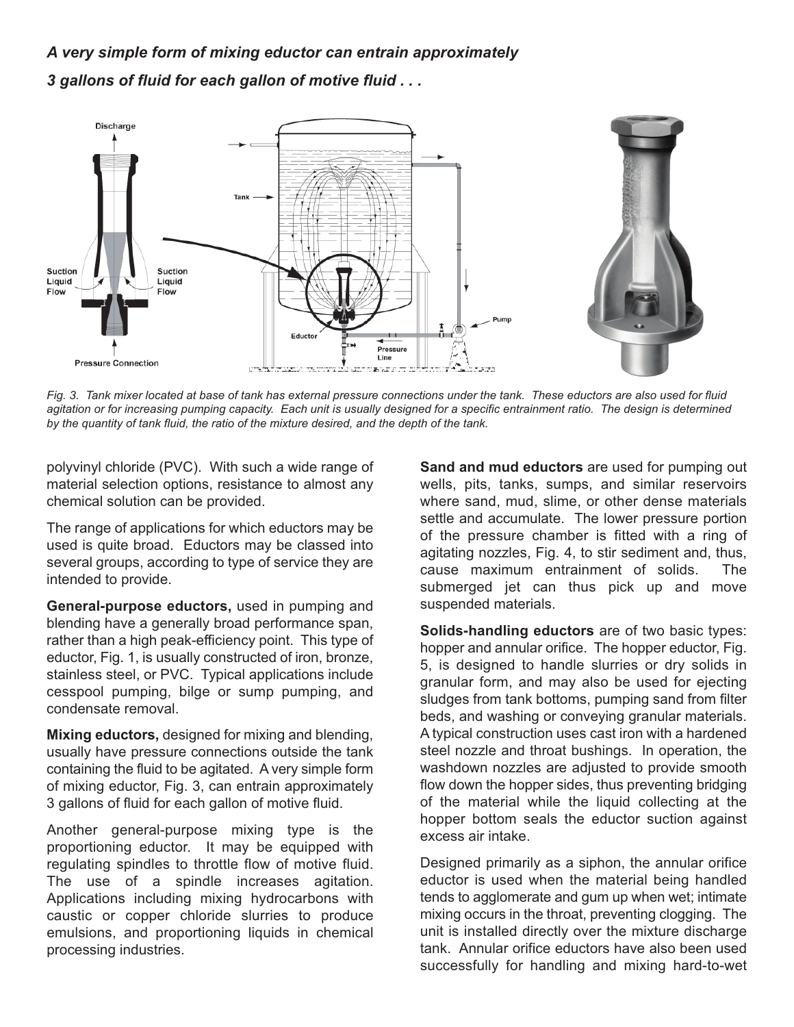*A very simple form of mixing eductor can entrain approximately 3 gallons of fluid for each gallon of motive fluid . . .*

*Fig. 3. Tank mixer located at base of tank has external pressure connections under the tank. These eductors are also used for fluid agitation or for increasing pumping capacity. Each unit is usually designed for a specific entrainment ratio. The design is determined by the quantity of tank fluid, the ratio of the mixture desired, and the depth of the tank.*

polyvinyl chloride (PVC). With such a wide range of material selection options, resistance to almost any chemical solution can be provided.

The range of applications for which eductors may be used is quite broad. Eductors may be classed into several groups, according to type of service they are intended to provide.

**General-purpose eductors,** used in pumping and blending have a generally broad performance span, rather than a high peak-efficiency point. This type of eductor, Fig. 1, is usually constructed of iron, bronze, stainless steel, or PVC. Typical applications include cesspool pumping, bilge or sump pumping, and condensate removal.

**Mixing eductors,** designed for mixing and blending, usually have pressure connections outside the tank containing the fluid to be agitated. A very simple form of mixing eductor, Fig. 3, can entrain approximately 3 gallons of fluid for each gallon of motive fluid.

Another general-purpose mixing type is the proportioning eductor. It may be equipped with regulating spindles to throttle flow of motive fluid. The use of a spindle increases agitation. Applications including mixing hydrocarbons with caustic or copper chloride slurries to produce emulsions, and proportioning liquids in chemical processing industries.

**Sand and mud eductors** are used for pumping out wells, pits, tanks, sumps, and similar reservoirs where sand, mud, slime, or other dense materials settle and accumulate. The lower pressure portion of the pressure chamber is fitted with a ring of agitating nozzles, Fig. 4, to stir sediment and, thus, cause maximum entrainment of solids. The submerged jet can thus pick up and move suspended materials.

**Solids-handling eductors** are of two basic types: hopper and annular orifice. The hopper eductor, Fig. 5, is designed to handle slurries or dry solids in granular form, and may also be used for ejecting sludges from tank bottoms, pumping sand from filter beds, and washing or conveying granular materials. A typical construction uses cast iron with a hardened steel nozzle and throat bushings. In operation, the washdown nozzles are adjusted to provide smooth flow down the hopper sides, thus preventing bridging of the material while the liquid collecting at the hopper bottom seals the eductor suction against excess air intake.

Designed primarily as a siphon, the annular orifice eductor is used when the material being handled tends to agglomerate and gum up when wet; intimate mixing occurs in the throat, preventing clogging. The unit is installed directly over the mixture discharge tank. Annular orifice eductors have also been used successfully for handling and mixing hard-to-wet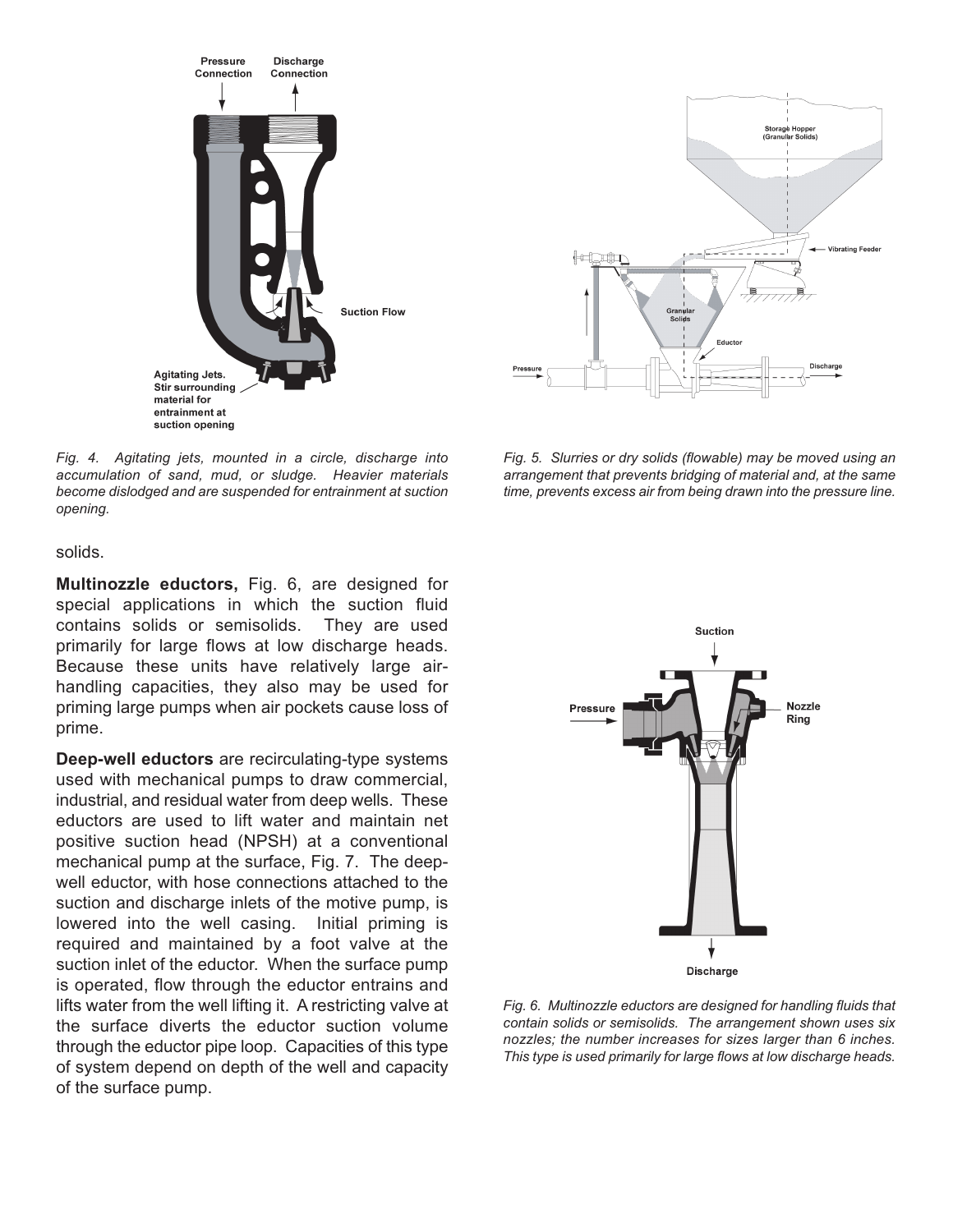Fig. 4. Agitating jets, mounted in a circle, discharge into accumulation of sand, mud, or sludge. Heavier materials become dislodged and are suspended for entrainment at suction opening.

Fig. 5. Slurries or dry solids (flowable) may be moved using an arrangement that prevents bridging of material and, at the same time, prevents excess air from being drawn into the pressure line.

solids.

**Multinozzle eductors,** Fig. 6, are designed for special applications in which the suction fluid contains solids or semisolids. They are used primarily for large flows at low discharge heads. Because these units have relatively large air-handling capacities, they also may be used for priming large pumps when air pockets cause loss of prime.

**Deep-well eductors** are recirculating-type systems used with mechanical pumps to draw commercial, industrial, and residual water from deep wells. These eductors are used to lift water and maintain net positive suction head (NPSH) at a conventional mechanical pump at the surface, Fig. 7. The deep-well eductor, with hose connections attached to the suction and discharge inlets of the motive pump, is lowered into the well casing. Initial priming is required and maintained by a foot valve at the suction inlet of the eductor. When the surface pump is operated, flow through the eductor entrains and lifts water from the well lifting it. A restricting valve at the surface diverts the eductor suction volume through the eductor pipe loop. Capacities of this type of system depend on depth of the well and capacity of the surface pump.

Fig. 6. Multinozzle eductors are designed for handling fluids that contain solids or semisolids. The arrangement shown uses six nozzles; the number increases for sizes larger than 6 inches. This type is used primarily for large flows at low discharge heads.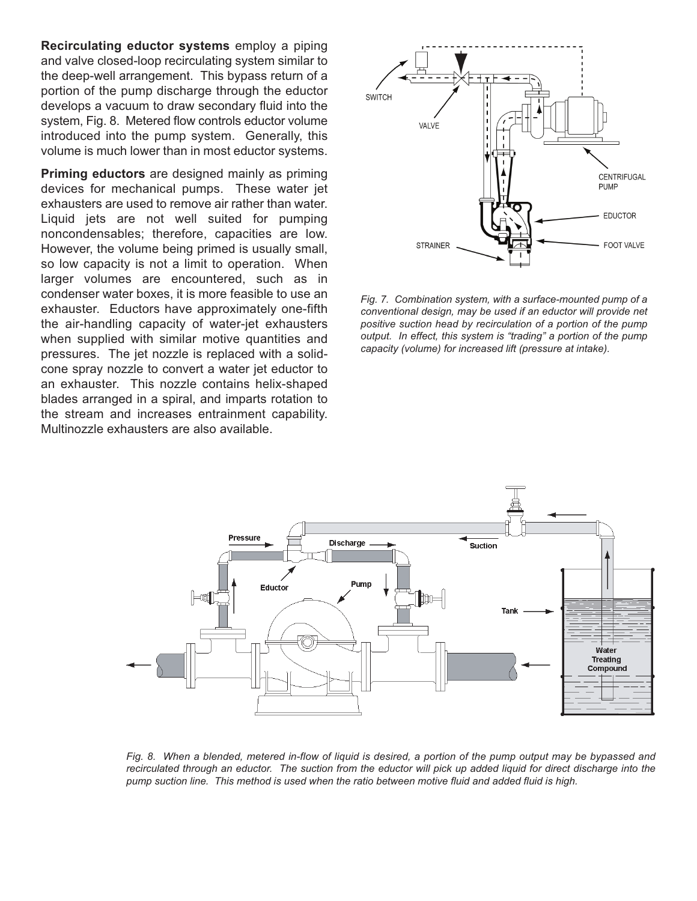**Recirculating eductor systems** employ a piping and valve closed-loop recirculating system similar to the deep-well arrangement. This bypass return of a portion of the pump discharge through the eductor develops a vacuum to draw secondary fluid into the system, Fig. 8. Metered flow controls eductor volume introduced into the pump system. Generally, this volume is much lower than in most eductor systems.

**Priming eductors** are designed mainly as priming devices for mechanical pumps. These water jet exhausters are used to remove air rather than water. Liquid jets are not well suited for pumping noncondensables; therefore, capacities are low. However, the volume being primed is usually small, so low capacity is not a limit to operation. When larger volumes are encountered, such as in condenser water boxes, it is more feasible to use an exhauster. Eductors have approximately one-fifth the air-handling capacity of water-jet exhausters when supplied with similar motive quantities and pressures. The jet nozzle is replaced with a solid-cone spray nozzle to convert a water jet eductor to an exhauster. This nozzle contains helix-shaped blades arranged in a spiral, and imparts rotation to the stream and increases entrainment capability. Multinozzle exhausters are also available.

SWITCH

VALVE

CENTRIFUGAL PUMP

EDUCTOR

STRAINER

FOOT VALVE

*Fig. 7. Combination system, with a surface-mounted pump of a conventional design, may be used if an eductor will provide net positive suction head by recirculation of a portion of the pump output. In effect, this system is "trading" a portion of the pump capacity (volume) for increased lift (pressure at intake).*

Pressure

Discharge

Suction

Eductor

Pump

Tank

Water Treating Compound

*Fig. 8. When a blended, metered in-flow of liquid is desired, a portion of the pump output may be bypassed and recirculated through an eductor. The suction from the eductor will pick up added liquid for direct discharge into the pump suction line. This method is used when the ratio between motive fluid and added fluid is high.*